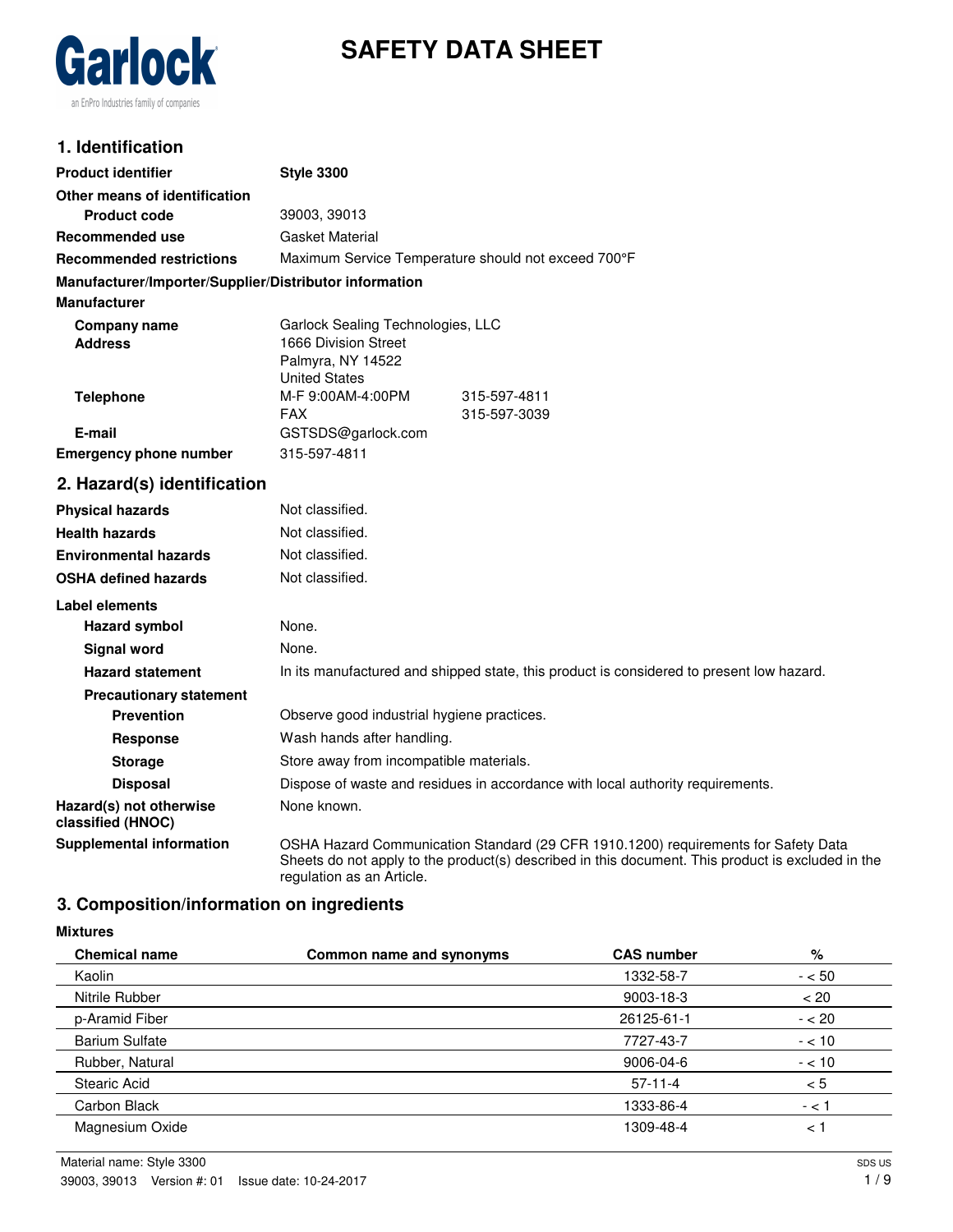Garlock
an EnPro Industries family of companies

# SAFETY DATA SHEET

## 1. Identification

**Product identifier** **Style 3300**

**Other means of identification**

**Product code** 39003, 39013

**Recommended use** Gasket Material

**Recommended restrictions** Maximum Service Temperature should not exceed 700°F

**Manufacturer/Importer/Supplier/Distributor information**

**Manufacturer**

**Company name** Garlock Sealing Technologies, LLC

**Address** 1666 Division Street
Palmyra, NY 14522
United States

**Telephone** M-F 9:00AM-4:00PM 315-597-4811
FAX 315-597-3039

**E-mail** GSTSDS@garlock.com

**Emergency phone number** 315-597-4811

## 2. Hazard(s) identification

**Physical hazards** Not classified.

**Health hazards** Not classified.

**Environmental hazards** Not classified.

**OSHA defined hazards** Not classified.

**Label elements**

**Hazard symbol** None.

**Signal word** None.

**Hazard statement** In its manufactured and shipped state, this product is considered to present low hazard.

**Precautionary statement**

**Prevention** Observe good industrial hygiene practices.

**Response** Wash hands after handling.

**Storage** Store away from incompatible materials.

**Disposal** Dispose of waste and residues in accordance with local authority requirements.

**Hazard(s) not otherwise classified (HNOC)** None known.

**Supplemental information** OSHA Hazard Communication Standard (29 CFR 1910.1200) requirements for Safety Data Sheets do not apply to the product(s) described in this document. This product is excluded in the regulation as an Article.

## 3. Composition/information on ingredients

**Mixtures**

| Chemical name | Common name and synonyms | CAS number | % |
|---|---|---|---|
| Kaolin | | 1332-58-7 | - < 50 |
| Nitrile Rubber | | 9003-18-3 | < 20 |
| p-Aramid Fiber | | 26125-61-1 | - < 20 |
| Barium Sulfate | | 7727-43-7 | - < 10 |
| Rubber, Natural | | 9006-04-6 | - < 10 |
| Stearic Acid | | 57-11-4 | < 5 |
| Carbon Black | | 1333-86-4 | - < 1 |
| Magnesium Oxide | | 1309-48-4 | < 1 |

Material name: Style 3300
39003, 39013 Version #: 01 Issue date: 10-24-2017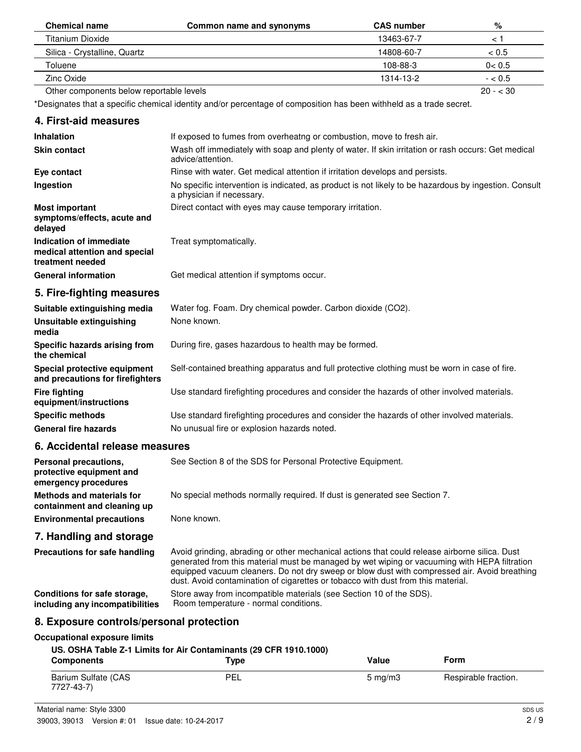| Chemical name | Common name and synonyms | CAS number | % |
| --- | --- | --- | --- |
| Titanium Dioxide | | 13463-67-7 | < 1 |
| Silica - Crystalline, Quartz | | 14808-60-7 | < 0.5 |
| Toluene | | 108-88-3 | 0< 0.5 |
| Zinc Oxide | | 1314-13-2 | - < 0.5 |
| Other components below reportable levels | | | 20 - < 30 |

*Designates that a specific chemical identity and/or percentage of composition has been withheld as a trade secret.

## 4. First-aid measures

| | |
| --- | --- |
| **Inhalation** | If exposed to fumes from overheatng or combustion, move to fresh air. |
| **Skin contact** | Wash off immediately with soap and plenty of water. If skin irritation or rash occurs: Get medical advice/attention. |
| **Eye contact** | Rinse with water. Get medical attention if irritation develops and persists. |
| **Ingestion** | No specific intervention is indicated, as product is not likely to be hazardous by ingestion. Consult a physician if necessary. |
| **Most important symptoms/effects, acute and delayed** | Direct contact with eyes may cause temporary irritation. |
| **Indication of immediate medical attention and special treatment needed** | Treat symptomatically. |
| **General information** | Get medical attention if symptoms occur. |

## 5. Fire-fighting measures

| | |
| --- | --- |
| **Suitable extinguishing media** | Water fog. Foam. Dry chemical powder. Carbon dioxide (CO2). |
| **Unsuitable extinguishing media** | None known. |
| **Specific hazards arising from the chemical** | During fire, gases hazardous to health may be formed. |
| **Special protective equipment and precautions for firefighters** | Self-contained breathing apparatus and full protective clothing must be worn in case of fire. |
| **Fire fighting equipment/instructions** | Use standard firefighting procedures and consider the hazards of other involved materials. |
| **Specific methods** | Use standard firefighting procedures and consider the hazards of other involved materials. |
| **General fire hazards** | No unusual fire or explosion hazards noted. |

## 6. Accidental release measures

| | |
| --- | --- |
| **Personal precautions, protective equipment and emergency procedures** | See Section 8 of the SDS for Personal Protective Equipment. |
| **Methods and materials for containment and cleaning up** | No special methods normally required. If dust is generated see Section 7. |
| **Environmental precautions** | None known. |

## 7. Handling and storage

| | |
| --- | --- |
| **Precautions for safe handling** | Avoid grinding, abrading or other mechanical actions that could release airborne silica. Dust generated from this material must be managed by wet wiping or vacuuming with HEPA filtration equipped vacuum cleaners. Do not dry sweep or blow dust with compressed air. Avoid breathing dust. Avoid contamination of cigarettes or tobacco with dust from this material. |
| **Conditions for safe storage, including any incompatibilities** | Store away from incompatible materials (see Section 10 of the SDS). Room temperature - normal conditions. |

## 8. Exposure controls/personal protection

**Occupational exposure limits**

**US. OSHA Table Z-1 Limits for Air Contaminants (29 CFR 1910.1000)**

| Components | Type | Value | Form |
| --- | --- | --- | --- |
| Barium Sulfate (CAS 7727-43-7) | PEL | 5 mg/m3 | Respirable fraction. |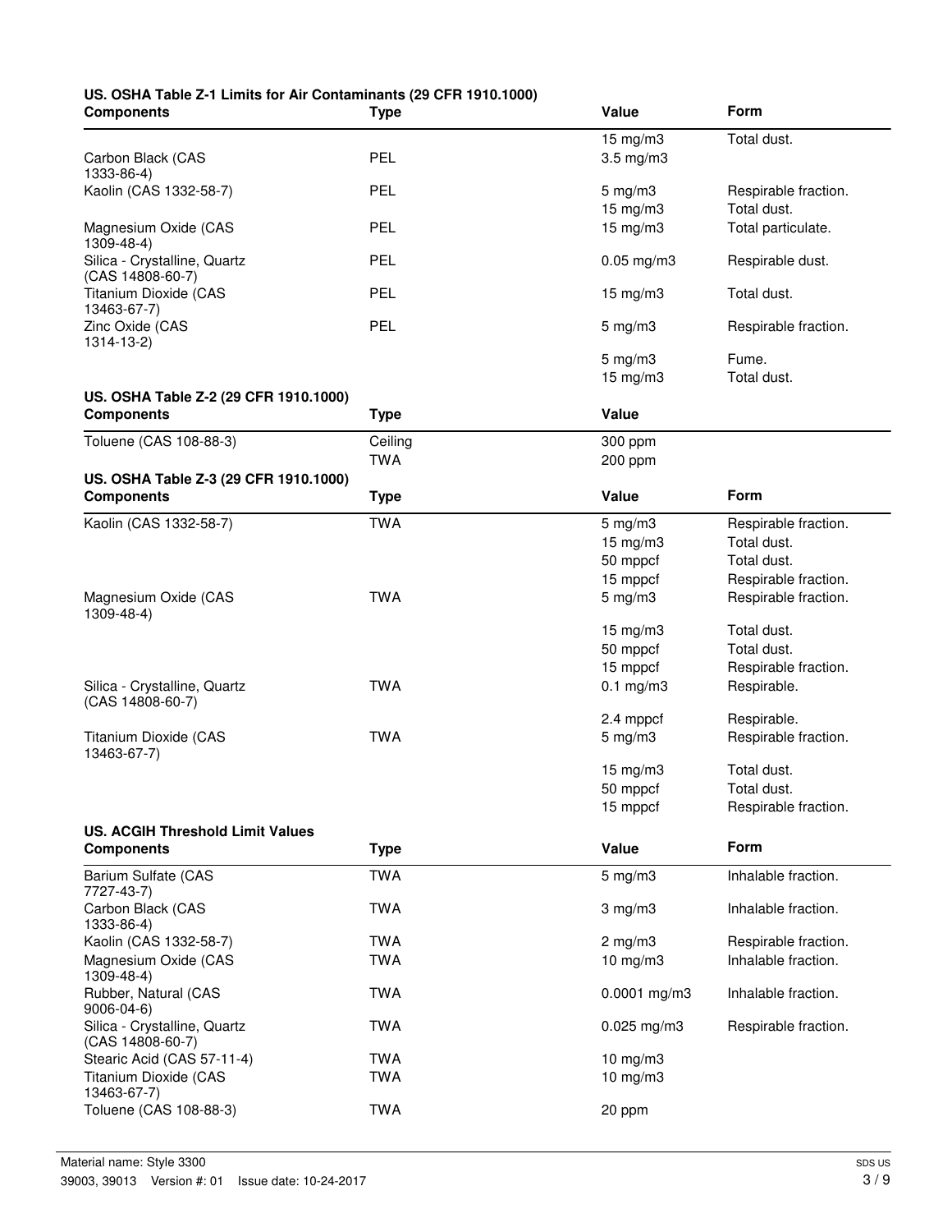**US. OSHA Table Z-1 Limits for Air Contaminants (29 CFR 1910.1000)**

| Components | Type | Value | Form |
|---|---|---|---|
| | | 15 mg/m3 | Total dust. |
| Carbon Black (CAS 1333-86-4) | PEL | 3.5 mg/m3 | |
| Kaolin (CAS 1332-58-7) | PEL | 5 mg/m3 | Respirable fraction. |
| | | 15 mg/m3 | Total dust. |
| Magnesium Oxide (CAS 1309-48-4) | PEL | 15 mg/m3 | Total particulate. |
| Silica - Crystalline, Quartz (CAS 14808-60-7) | PEL | 0.05 mg/m3 | Respirable dust. |
| Titanium Dioxide (CAS 13463-67-7) | PEL | 15 mg/m3 | Total dust. |
| Zinc Oxide (CAS 1314-13-2) | PEL | 5 mg/m3 | Respirable fraction. |
| | | 5 mg/m3 | Fume. |
| | | 15 mg/m3 | Total dust. |

**US. OSHA Table Z-2 (29 CFR 1910.1000)**

| Components | Type | Value |
|---|---|---|
| Toluene (CAS 108-88-3) | Ceiling | 300 ppm |
| | TWA | 200 ppm |

**US. OSHA Table Z-3 (29 CFR 1910.1000)**

| Components | Type | Value | Form |
|---|---|---|---|
| Kaolin (CAS 1332-58-7) | TWA | 5 mg/m3 | Respirable fraction. |
| | | 15 mg/m3 | Total dust. |
| | | 50 mppcf | Total dust. |
| | | 15 mppcf | Respirable fraction. |
| Magnesium Oxide (CAS 1309-48-4) | TWA | 5 mg/m3 | Respirable fraction. |
| | | 15 mg/m3 | Total dust. |
| | | 50 mppcf | Total dust. |
| | | 15 mppcf | Respirable fraction. |
| Silica - Crystalline, Quartz (CAS 14808-60-7) | TWA | 0.1 mg/m3 | Respirable. |
| | | 2.4 mppcf | Respirable. |
| Titanium Dioxide (CAS 13463-67-7) | TWA | 5 mg/m3 | Respirable fraction. |
| | | 15 mg/m3 | Total dust. |
| | | 50 mppcf | Total dust. |
| | | 15 mppcf | Respirable fraction. |

**US. ACGIH Threshold Limit Values**

| Components | Type | Value | Form |
|---|---|---|---|
| Barium Sulfate (CAS 7727-43-7) | TWA | 5 mg/m3 | Inhalable fraction. |
| Carbon Black (CAS 1333-86-4) | TWA | 3 mg/m3 | Inhalable fraction. |
| Kaolin (CAS 1332-58-7) | TWA | 2 mg/m3 | Respirable fraction. |
| Magnesium Oxide (CAS 1309-48-4) | TWA | 10 mg/m3 | Inhalable fraction. |
| Rubber, Natural (CAS 9006-04-6) | TWA | 0.0001 mg/m3 | Inhalable fraction. |
| Silica - Crystalline, Quartz (CAS 14808-60-7) | TWA | 0.025 mg/m3 | Respirable fraction. |
| Stearic Acid (CAS 57-11-4) | TWA | 10 mg/m3 | |
| Titanium Dioxide (CAS 13463-67-7) | TWA | 10 mg/m3 | |
| Toluene (CAS 108-88-3) | TWA | 20 ppm | |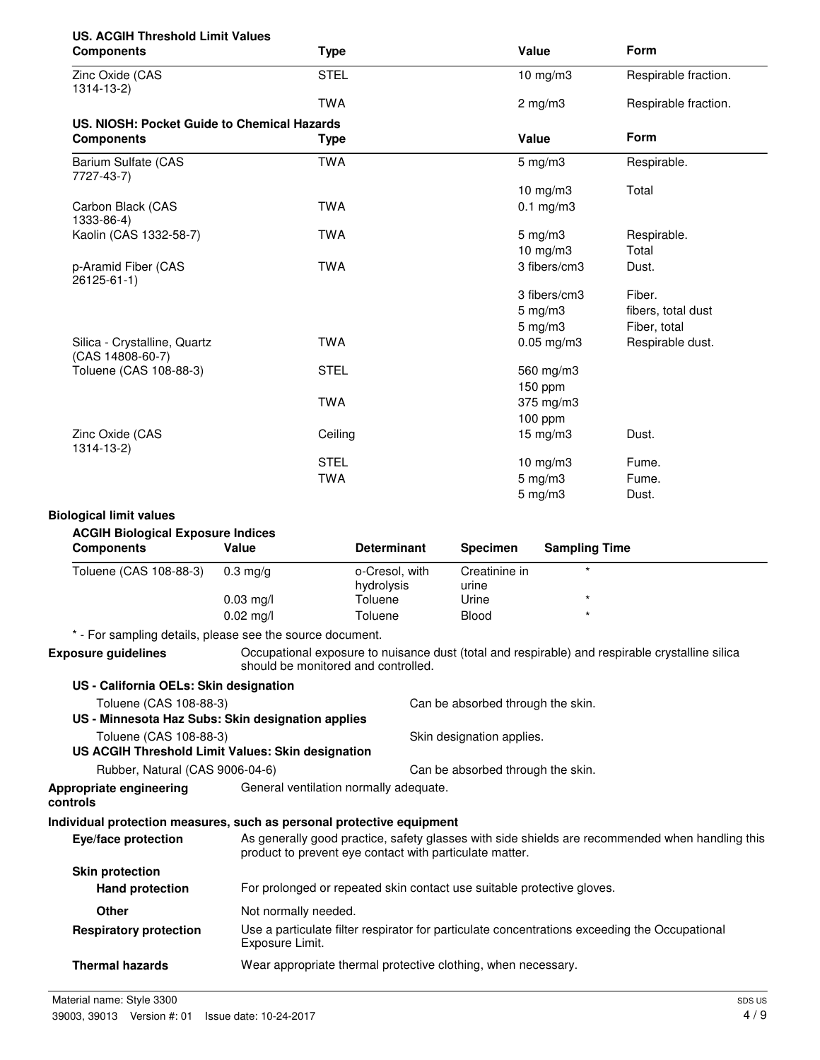**US. ACGIH Threshold Limit Values**

| Components | Type | Value | Form |
|---|---|---|---|
| Zinc Oxide (CAS 1314-13-2) | STEL | 10 mg/m3 | Respirable fraction. |
| | TWA | 2 mg/m3 | Respirable fraction. |

**US. NIOSH: Pocket Guide to Chemical Hazards**

| Components | Type | Value | Form |
|---|---|---|---|
| Barium Sulfate (CAS 7727-43-7) | TWA | 5 mg/m3 | Respirable. |
| | | 10 mg/m3 | Total |
| Carbon Black (CAS 1333-86-4) | TWA | 0.1 mg/m3 | |
| Kaolin (CAS 1332-58-7) | TWA | 5 mg/m3 | Respirable. |
| | | 10 mg/m3 | Total |
| p-Aramid Fiber (CAS 26125-61-1) | TWA | 3 fibers/cm3 | Dust. |
| | | 3 fibers/cm3 | Fiber. |
| | | 5 mg/m3 | fibers, total dust |
| | | 5 mg/m3 | Fiber, total |
| Silica - Crystalline, Quartz (CAS 14808-60-7) | TWA | 0.05 mg/m3 | Respirable dust. |
| Toluene (CAS 108-88-3) | STEL | 560 mg/m3 | |
| | | 150 ppm | |
| | TWA | 375 mg/m3 | |
| | | 100 ppm | |
| Zinc Oxide (CAS 1314-13-2) | Ceiling | 15 mg/m3 | Dust. |
| | STEL | 10 mg/m3 | Fume. |
| | TWA | 5 mg/m3 | Fume. |
| | | 5 mg/m3 | Dust. |

**Biological limit values**

**ACGIH Biological Exposure Indices**

| Components | Value | Determinant | Specimen | Sampling Time |
|---|---|---|---|---|
| Toluene (CAS 108-88-3) | 0.3 mg/g | o-Cresol, with hydrolysis | Creatinine in urine | * |
| | 0.03 mg/l | Toluene | Urine | * |
| | 0.02 mg/l | Toluene | Blood | * |

\* - For sampling details, please see the source document.

**Exposure guidelines** Occupational exposure to nuisance dust (total and respirable) and respirable crystalline silica should be monitored and controlled.

**US - California OELs: Skin designation**

Toluene (CAS 108-88-3) Can be absorbed through the skin.

**US - Minnesota Haz Subs: Skin designation applies**

Toluene (CAS 108-88-3) Skin designation applies.

**US ACGIH Threshold Limit Values: Skin designation**

Rubber, Natural (CAS 9006-04-6) Can be absorbed through the skin.

**Appropriate engineering controls** General ventilation normally adequate.

**Individual protection measures, such as personal protective equipment**

**Eye/face protection** As generally good practice, safety glasses with side shields are recommended when handling this product to prevent eye contact with particulate matter.

**Skin protection**

**Hand protection** For prolonged or repeated skin contact use suitable protective gloves.

**Other** Not normally needed.

**Respiratory protection** Use a particulate filter respirator for particulate concentrations exceeding the Occupational Exposure Limit.

**Thermal hazards** Wear appropriate thermal protective clothing, when necessary.

Material name: Style 3300

39003, 39013 Version #: 01 Issue date: 10-24-2017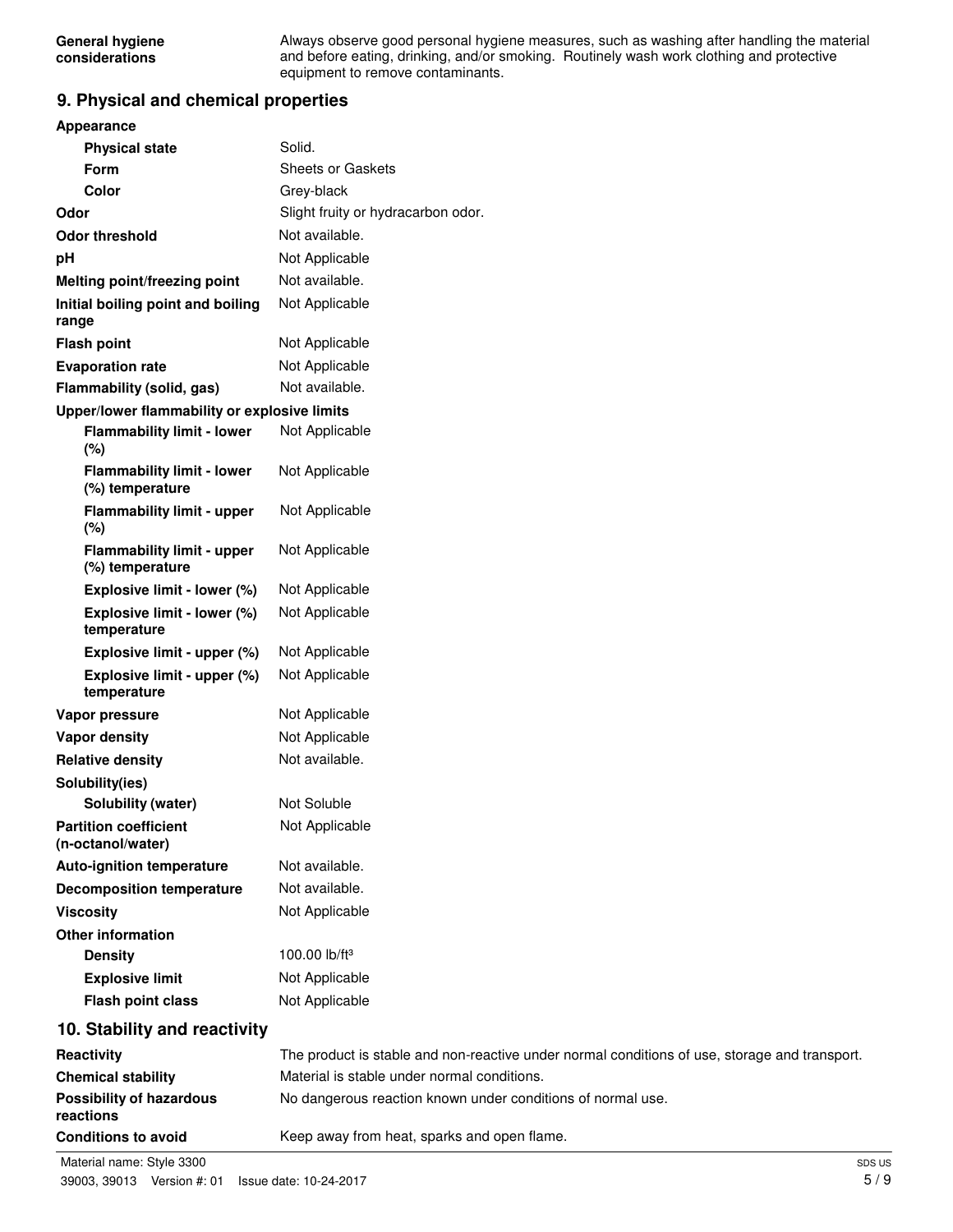| | |
|---|---|
| **General hygiene considerations** | Always observe good personal hygiene measures, such as washing after handling the material and before eating, drinking, and/or smoking. Routinely wash work clothing and protective equipment to remove contaminants. |

## 9. Physical and chemical properties

| | |
|---|---|
| **Appearance** | |
| **Physical state** | Solid. |
| **Form** | Sheets or Gaskets |
| **Color** | Grey-black |
| **Odor** | Slight fruity or hydracarbon odor. |
| **Odor threshold** | Not available. |
| **pH** | Not Applicable |
| **Melting point/freezing point** | Not available. |
| **Initial boiling point and boiling range** | Not Applicable |
| **Flash point** | Not Applicable |
| **Evaporation rate** | Not Applicable |
| **Flammability (solid, gas)** | Not available. |
| **Upper/lower flammability or explosive limits** | |
| **Flammability limit - lower (%)** | Not Applicable |
| **Flammability limit - lower (%) temperature** | Not Applicable |
| **Flammability limit - upper (%)** | Not Applicable |
| **Flammability limit - upper (%) temperature** | Not Applicable |
| **Explosive limit - lower (%)** | Not Applicable |
| **Explosive limit - lower (%) temperature** | Not Applicable |
| **Explosive limit - upper (%)** | Not Applicable |
| **Explosive limit - upper (%) temperature** | Not Applicable |
| **Vapor pressure** | Not Applicable |
| **Vapor density** | Not Applicable |
| **Relative density** | Not available. |
| **Solubility(ies)** | |
| **Solubility (water)** | Not Soluble |
| **Partition coefficient (n-octanol/water)** | Not Applicable |
| **Auto-ignition temperature** | Not available. |
| **Decomposition temperature** | Not available. |
| **Viscosity** | Not Applicable |
| **Other information** | |
| **Density** | 100.00 lb/ft³ |
| **Explosive limit** | Not Applicable |
| **Flash point class** | Not Applicable |

## 10. Stability and reactivity

| | |
|---|---|
| **Reactivity** | The product is stable and non-reactive under normal conditions of use, storage and transport. |
| **Chemical stability** | Material is stable under normal conditions. |
| **Possibility of hazardous reactions** | No dangerous reaction known under conditions of normal use. |
| **Conditions to avoid** | Keep away from heat, sparks and open flame. |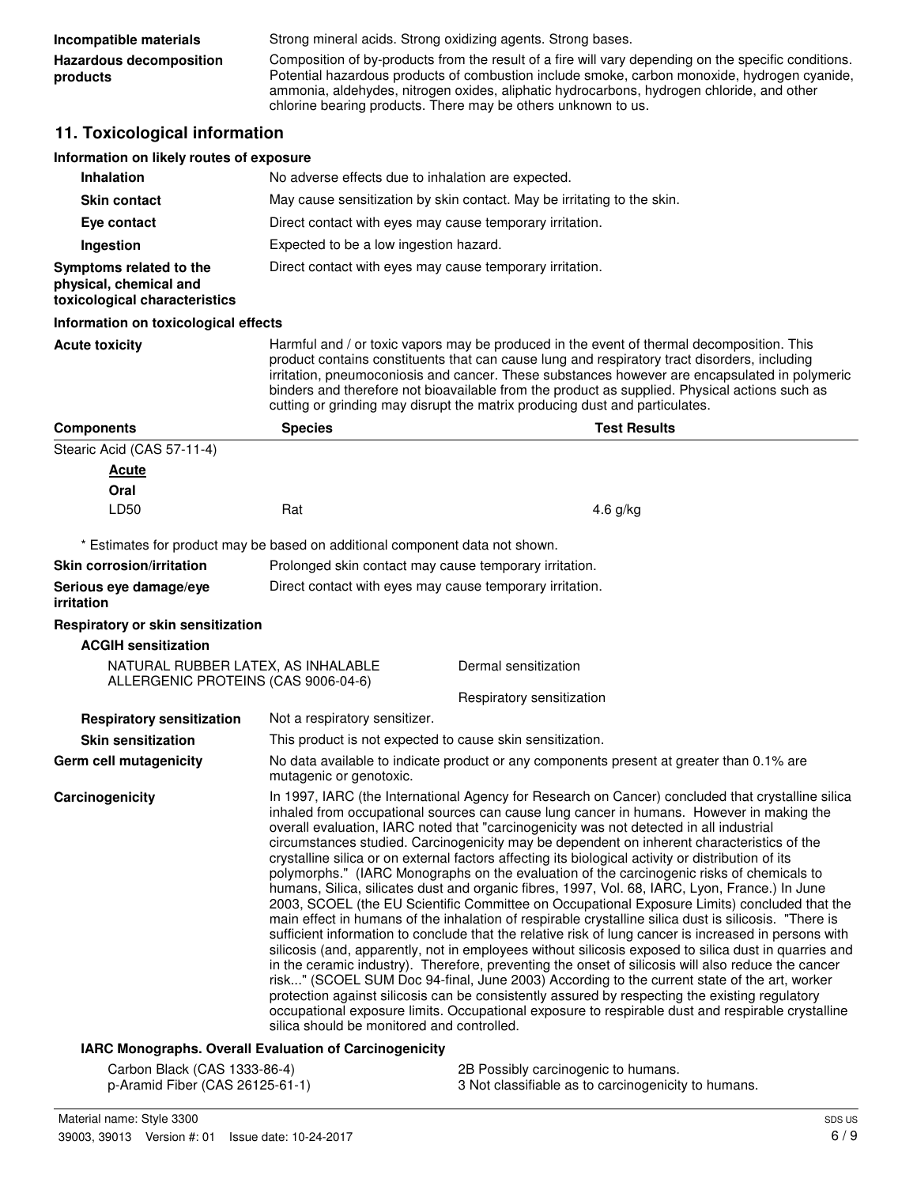**Incompatible materials** Strong mineral acids. Strong oxidizing agents. Strong bases.

**Hazardous decomposition products** Composition of by-products from the result of a fire will vary depending on the specific conditions. Potential hazardous products of combustion include smoke, carbon monoxide, hydrogen cyanide, ammonia, aldehydes, nitrogen oxides, aliphatic hydrocarbons, hydrogen chloride, and other chlorine bearing products. There may be others unknown to us.

## 11. Toxicological information

### Information on likely routes of exposure

**Inhalation** No adverse effects due to inhalation are expected.

**Skin contact** May cause sensitization by skin contact. May be irritating to the skin.

**Eye contact** Direct contact with eyes may cause temporary irritation.

**Ingestion** Expected to be a low ingestion hazard.

**Symptoms related to the physical, chemical and toxicological characteristics** Direct contact with eyes may cause temporary irritation.

### Information on toxicological effects

**Acute toxicity** Harmful and / or toxic vapors may be produced in the event of thermal decomposition. This product contains constituents that can cause lung and respiratory tract disorders, including irritation, pneumoconiosis and cancer. These substances however are encapsulated in polymeric binders and therefore not bioavailable from the product as supplied. Physical actions such as cutting or grinding may disrupt the matrix producing dust and particulates.

| Components | Species | Test Results |
|---|---|---|
| Stearic Acid (CAS 57-11-4) | | |
| **Acute** | | |
| **Oral** | | |
| LD50 | Rat | 4.6 g/kg |

\* Estimates for product may be based on additional component data not shown.

**Skin corrosion/irritation** Prolonged skin contact may cause temporary irritation.

**Serious eye damage/eye irritation** Direct contact with eyes may cause temporary irritation.

### Respiratory or skin sensitization

**ACGIH sensitization**

| | |
|---|---|
| NATURAL RUBBER LATEX, AS INHALABLE ALLERGENIC PROTEINS (CAS 9006-04-6) | Dermal sensitization |
| | Respiratory sensitization |

**Respiratory sensitization** Not a respiratory sensitizer.

**Skin sensitization** This product is not expected to cause skin sensitization.

**Germ cell mutagenicity** No data available to indicate product or any components present at greater than 0.1% are mutagenic or genotoxic.

**Carcinogenicity** In 1997, IARC (the International Agency for Research on Cancer) concluded that crystalline silica inhaled from occupational sources can cause lung cancer in humans. However in making the overall evaluation, IARC noted that "carcinogenicity was not detected in all industrial circumstances studied. Carcinogenicity may be dependent on inherent characteristics of the crystalline silica or on external factors affecting its biological activity or distribution of its polymorphs." (IARC Monographs on the evaluation of the carcinogenic risks of chemicals to humans, Silica, silicates dust and organic fibres, 1997, Vol. 68, IARC, Lyon, France.) In June 2003, SCOEL (the EU Scientific Committee on Occupational Exposure Limits) concluded that the main effect in humans of the inhalation of respirable crystalline silica dust is silicosis. "There is sufficient information to conclude that the relative risk of lung cancer is increased in persons with silicosis (and, apparently, not in employees without silicosis exposed to silica dust in quarries and in the ceramic industry). Therefore, preventing the onset of silicosis will also reduce the cancer risk..." (SCOEL SUM Doc 94-final, June 2003) According to the current state of the art, worker protection against silicosis can be consistently assured by respecting the existing regulatory occupational exposure limits. Occupational exposure to respirable dust and respirable crystalline silica should be monitored and controlled.

**IARC Monographs. Overall Evaluation of Carcinogenicity**

| | |
|---|---|
| Carbon Black (CAS 1333-86-4) | 2B Possibly carcinogenic to humans. |
| p-Aramid Fiber (CAS 26125-61-1) | 3 Not classifiable as to carcinogenicity to humans. |

Material name: Style 3300

39003, 39013 Version #: 01 Issue date: 10-24-2017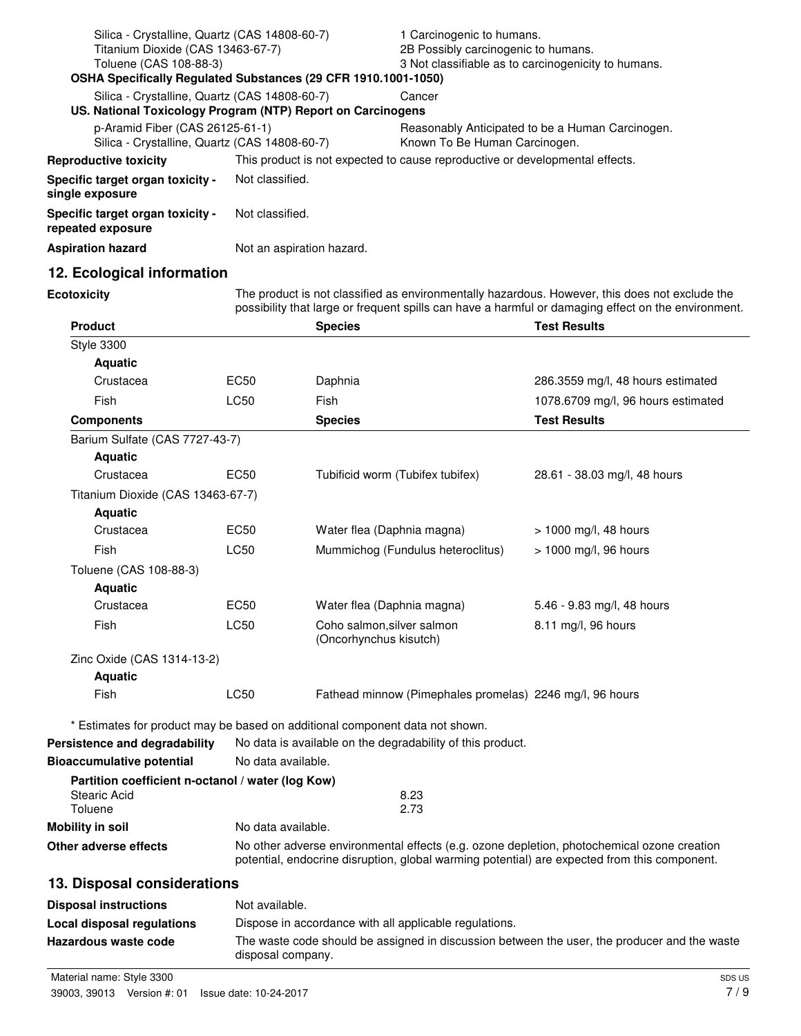| | |
|---|---|
| Silica - Crystalline, Quartz (CAS 14808-60-7) | 1 Carcinogenic to humans. |
| Titanium Dioxide (CAS 13463-67-7) | 2B Possibly carcinogenic to humans. |
| Toluene (CAS 108-88-3) | 3 Not classifiable as to carcinogenicity to humans. |

**OSHA Specifically Regulated Substances (29 CFR 1910.1001-1050)**

| | |
|---|---|
| Silica - Crystalline, Quartz (CAS 14808-60-7) | Cancer |

**US. National Toxicology Program (NTP) Report on Carcinogens**

| | |
|---|---|
| p-Aramid Fiber (CAS 26125-61-1) | Reasonably Anticipated to be a Human Carcinogen. |
| Silica - Crystalline, Quartz (CAS 14808-60-7) | Known To Be Human Carcinogen. |

**Reproductive toxicity** This product is not expected to cause reproductive or developmental effects.

**Specific target organ toxicity - single exposure** Not classified.

**Specific target organ toxicity - repeated exposure** Not classified.

**Aspiration hazard** Not an aspiration hazard.

## 12. Ecological information

**Ecotoxicity** The product is not classified as environmentally hazardous. However, this does not exclude the possibility that large or frequent spills can have a harmful or damaging effect on the environment.

| Product | | Species | Test Results |
|---|---|---|---|
| Style 3300 | | | |
| Aquatic | | | |
| Crustacea | EC50 | Daphnia | 286.3559 mg/l, 48 hours estimated |
| Fish | LC50 | Fish | 1078.6709 mg/l, 96 hours estimated |
| **Components** | | **Species** | **Test Results** |
| Barium Sulfate (CAS 7727-43-7) | | | |
| Aquatic | | | |
| Crustacea | EC50 | Tubificid worm (Tubifex tubifex) | 28.61 - 38.03 mg/l, 48 hours |
| Titanium Dioxide (CAS 13463-67-7) | | | |
| Aquatic | | | |
| Crustacea | EC50 | Water flea (Daphnia magna) | > 1000 mg/l, 48 hours |
| Fish | LC50 | Mummichog (Fundulus heteroclitus) | > 1000 mg/l, 96 hours |
| Toluene (CAS 108-88-3) | | | |
| Aquatic | | | |
| Crustacea | EC50 | Water flea (Daphnia magna) | 5.46 - 9.83 mg/l, 48 hours |
| Fish | LC50 | Coho salmon,silver salmon (Oncorhynchus kisutch) | 8.11 mg/l, 96 hours |
| Zinc Oxide (CAS 1314-13-2) | | | |
| Aquatic | | | |
| Fish | LC50 | Fathead minnow (Pimephales promelas) | 2246 mg/l, 96 hours |

\* Estimates for product may be based on additional component data not shown.

**Persistence and degradability** No data is available on the degradability of this product.

**Bioaccumulative potential** No data available.

**Partition coefficient n-octanol / water (log Kow)**

| | |
|---|---|
| Stearic Acid | 8.23 |
| Toluene | 2.73 |

**Mobility in soil** No data available.

**Other adverse effects** No other adverse environmental effects (e.g. ozone depletion, photochemical ozone creation potential, endocrine disruption, global warming potential) are expected from this component.

## 13. Disposal considerations

**Disposal instructions** Not available.

**Local disposal regulations** Dispose in accordance with all applicable regulations.

**Hazardous waste code** The waste code should be assigned in discussion between the user, the producer and the waste disposal company.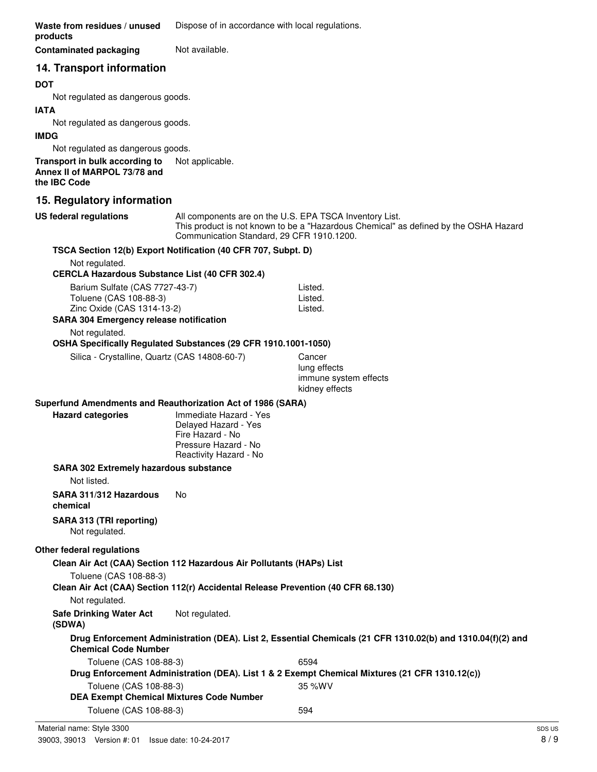**Waste from residues / unused products** Dispose of in accordance with local regulations.

**Contaminated packaging** Not available.

## 14. Transport information

**DOT**

Not regulated as dangerous goods.

**IATA**

Not regulated as dangerous goods.

**IMDG**

Not regulated as dangerous goods.

**Transport in bulk according to Annex II of MARPOL 73/78 and the IBC Code** Not applicable.

## 15. Regulatory information

**US federal regulations** All components are on the U.S. EPA TSCA Inventory List.
This product is not known to be a "Hazardous Chemical" as defined by the OSHA Hazard Communication Standard, 29 CFR 1910.1200.

**TSCA Section 12(b) Export Notification (40 CFR 707, Subpt. D)**

Not regulated.

**CERCLA Hazardous Substance List (40 CFR 302.4)**

| | |
|---|---|
| Barium Sulfate (CAS 7727-43-7) | Listed. |
| Toluene (CAS 108-88-3) | Listed. |
| Zinc Oxide (CAS 1314-13-2) | Listed. |

**SARA 304 Emergency release notification**

Not regulated.

**OSHA Specifically Regulated Substances (29 CFR 1910.1001-1050)**

Silica - Crystalline, Quartz (CAS 14808-60-7) Cancer
lung effects
immune system effects
kidney effects

**Superfund Amendments and Reauthorization Act of 1986 (SARA)**

**Hazard categories** Immediate Hazard - Yes
Delayed Hazard - Yes
Fire Hazard - No
Pressure Hazard - No
Reactivity Hazard - No

**SARA 302 Extremely hazardous substance**

Not listed.

**SARA 311/312 Hazardous chemical** No

**SARA 313 (TRI reporting)**

Not regulated.

**Other federal regulations**

**Clean Air Act (CAA) Section 112 Hazardous Air Pollutants (HAPs) List**

Toluene (CAS 108-88-3)

**Clean Air Act (CAA) Section 112(r) Accidental Release Prevention (40 CFR 68.130)**

Not regulated.

**Safe Drinking Water Act (SDWA)** Not regulated.

**Drug Enforcement Administration (DEA). List 2, Essential Chemicals (21 CFR 1310.02(b) and 1310.04(f)(2) and Chemical Code Number**

Toluene (CAS 108-88-3) 6594

**Drug Enforcement Administration (DEA). List 1 & 2 Exempt Chemical Mixtures (21 CFR 1310.12(c))**

Toluene (CAS 108-88-3) 35 %WV

**DEA Exempt Chemical Mixtures Code Number**

Toluene (CAS 108-88-3) 594

Material name: Style 3300

39003, 39013 Version #: 01 Issue date: 10-24-2017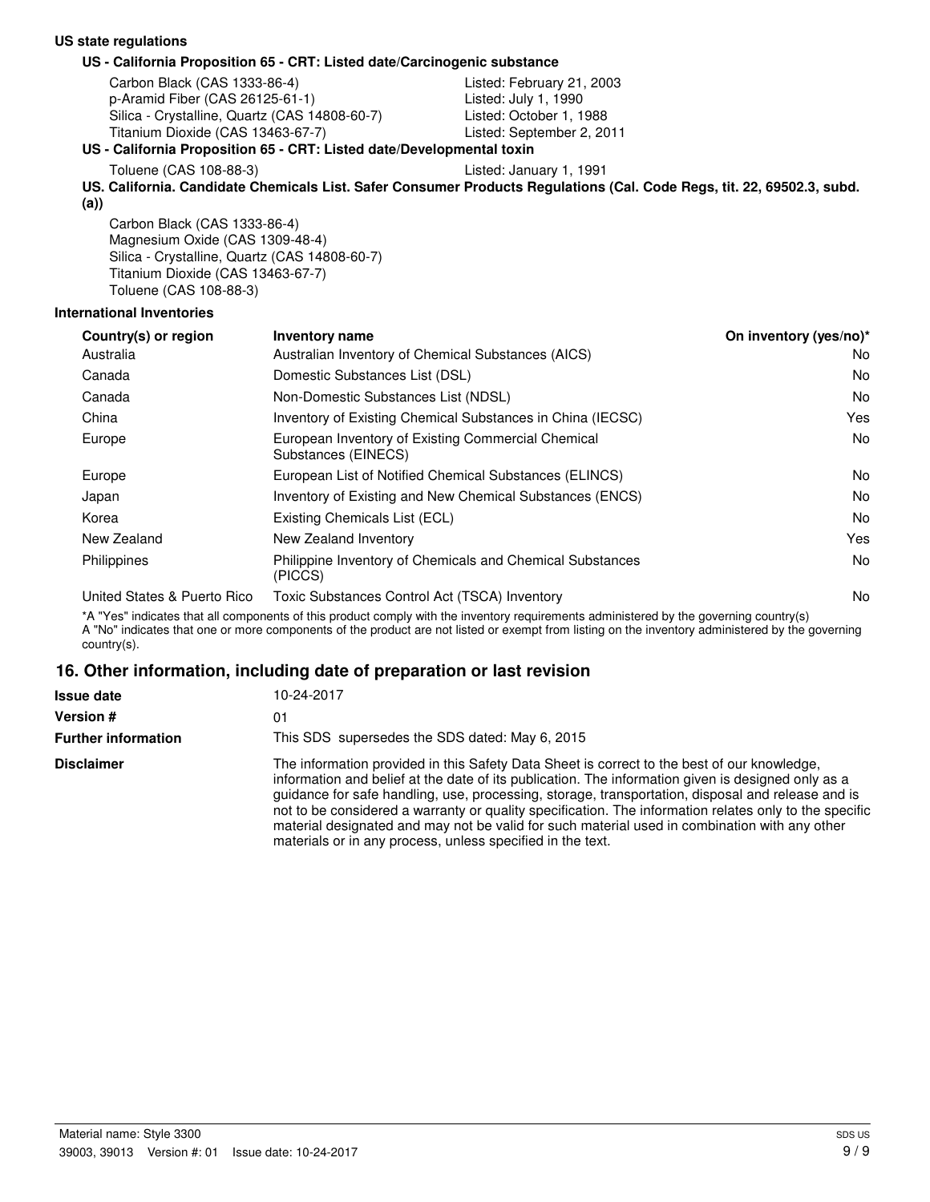**US state regulations**

**US - California Proposition 65 - CRT: Listed date/Carcinogenic substance**

| | |
|---|---|
| Carbon Black (CAS 1333-86-4) | Listed: February 21, 2003 |
| p-Aramid Fiber (CAS 26125-61-1) | Listed: July 1, 1990 |
| Silica - Crystalline, Quartz (CAS 14808-60-7) | Listed: October 1, 1988 |
| Titanium Dioxide (CAS 13463-67-7) | Listed: September 2, 2011 |

**US - California Proposition 65 - CRT: Listed date/Developmental toxin**

| | |
|---|---|
| Toluene (CAS 108-88-3) | Listed: January 1, 1991 |

**US. California. Candidate Chemicals List. Safer Consumer Products Regulations (Cal. Code Regs, tit. 22, 69502.3, subd. (a))**

Carbon Black (CAS 1333-86-4)
Magnesium Oxide (CAS 1309-48-4)
Silica - Crystalline, Quartz (CAS 14808-60-7)
Titanium Dioxide (CAS 13463-67-7)
Toluene (CAS 108-88-3)

**International Inventories**

| Country(s) or region | Inventory name | On inventory (yes/no)* |
|---|---|---|
| Australia | Australian Inventory of Chemical Substances (AICS) | No |
| Canada | Domestic Substances List (DSL) | No |
| Canada | Non-Domestic Substances List (NDSL) | No |
| China | Inventory of Existing Chemical Substances in China (IECSC) | Yes |
| Europe | European Inventory of Existing Commercial Chemical Substances (EINECS) | No |
| Europe | European List of Notified Chemical Substances (ELINCS) | No |
| Japan | Inventory of Existing and New Chemical Substances (ENCS) | No |
| Korea | Existing Chemicals List (ECL) | No |
| New Zealand | New Zealand Inventory | Yes |
| Philippines | Philippine Inventory of Chemicals and Chemical Substances (PICCS) | No |
| United States & Puerto Rico | Toxic Substances Control Act (TSCA) Inventory | No |

*A "Yes" indicates that all components of this product comply with the inventory requirements administered by the governing country(s)
A "No" indicates that one or more components of the product are not listed or exempt from listing on the inventory administered by the governing country(s).

## 16. Other information, including date of preparation or last revision

| | |
|---|---|
| **Issue date** | 10-24-2017 |
| **Version #** | 01 |
| **Further information** | This SDS supersedes the SDS dated: May 6, 2015 |
| **Disclaimer** | The information provided in this Safety Data Sheet is correct to the best of our knowledge, information and belief at the date of its publication. The information given is designed only as a guidance for safe handling, use, processing, storage, transportation, disposal and release and is not to be considered a warranty or quality specification. The information relates only to the specific material designated and may not be valid for such material used in combination with any other materials or in any process, unless specified in the text. |